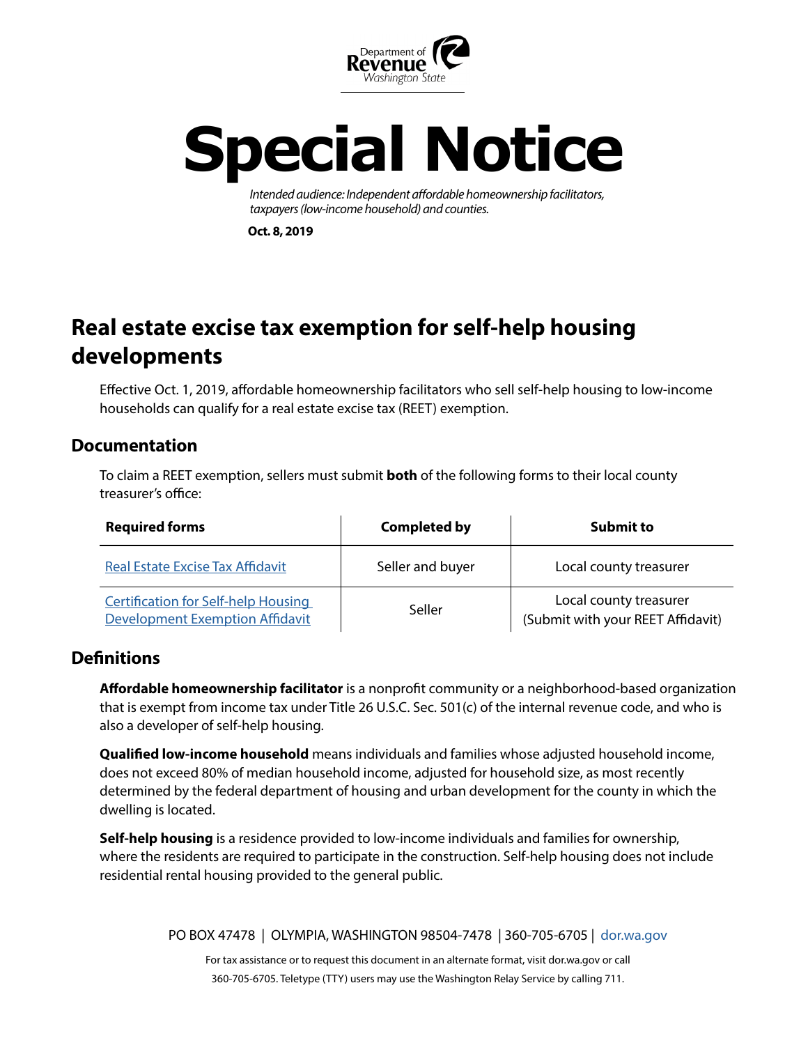Department of
**Revenue**
Washington State

# Special Notice

*Intended audience: Independent affordable homeownership facilitators, taxpayers (low-income household) and counties.*

**Oct. 8, 2019**

## Real estate excise tax exemption for self-help housing developments

Effective Oct. 1, 2019, affordable homeownership facilitators who sell self-help housing to low-income households can qualify for a real estate excise tax (REET) exemption.

### Documentation

To claim a REET exemption, sellers must submit **both** of the following forms to their local county treasurer's office:

| Required forms | Completed by | Submit to |
|---|---|---|
| Real Estate Excise Tax Affidavit | Seller and buyer | Local county treasurer |
| Certification for Self-help Housing Development Exemption Affidavit | Seller | Local county treasurer (Submit with your REET Affidavit) |

### Definitions

**Affordable homeownership facilitator** is a nonprofit community or a neighborhood-based organization that is exempt from income tax under Title 26 U.S.C. Sec. 501(c) of the internal revenue code, and who is also a developer of self-help housing.

**Qualified low-income household** means individuals and families whose adjusted household income, does not exceed 80% of median household income, adjusted for household size, as most recently determined by the federal department of housing and urban development for the county in which the dwelling is located.

**Self-help housing** is a residence provided to low-income individuals and families for ownership, where the residents are required to participate in the construction. Self-help housing does not include residential rental housing provided to the general public.

PO BOX 47478 | OLYMPIA, WASHINGTON 98504-7478 | 360-705-6705 | dor.wa.gov

For tax assistance or to request this document in an alternate format, visit dor.wa.gov or call 360-705-6705. Teletype (TTY) users may use the Washington Relay Service by calling 711.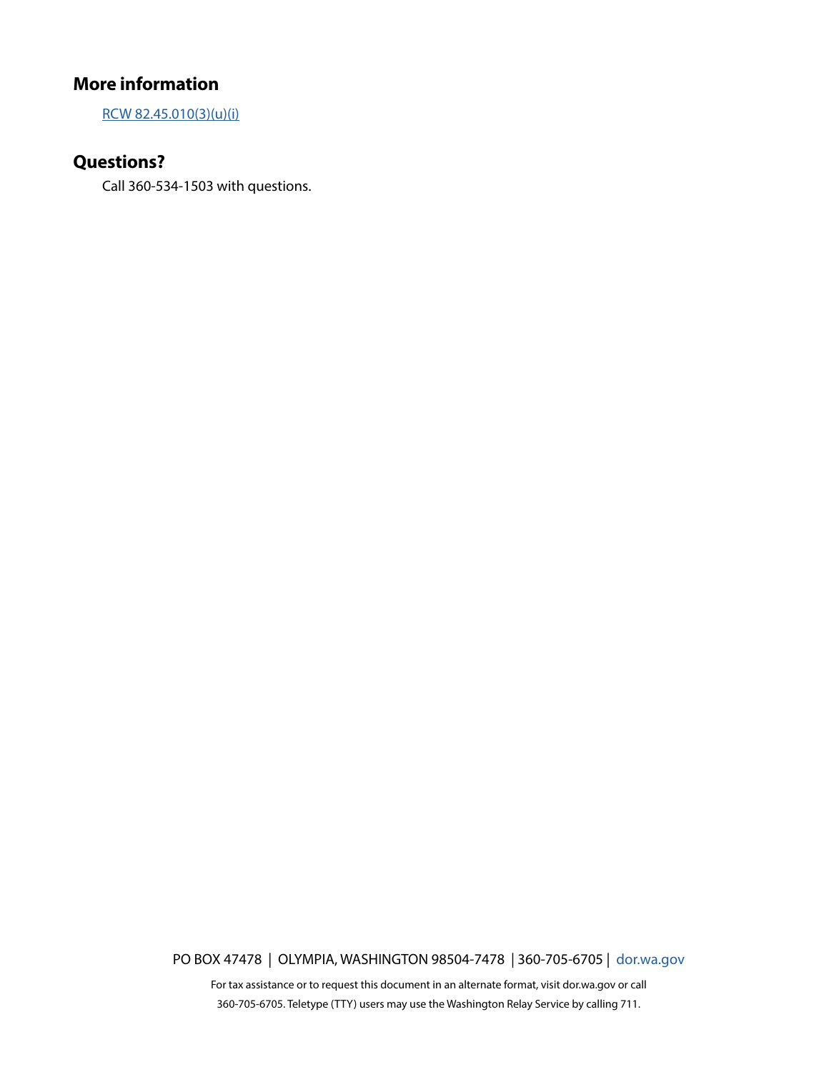## More information

[RCW 82.45.010(3)(u)(i)]

## Questions?

Call 360-534-1503 with questions.

PO BOX 47478 | OLYMPIA, WASHINGTON 98504-7478 | 360-705-6705 | dor.wa.gov

For tax assistance or to request this document in an alternate format, visit dor.wa.gov or call 360-705-6705. Teletype (TTY) users may use the Washington Relay Service by calling 711.